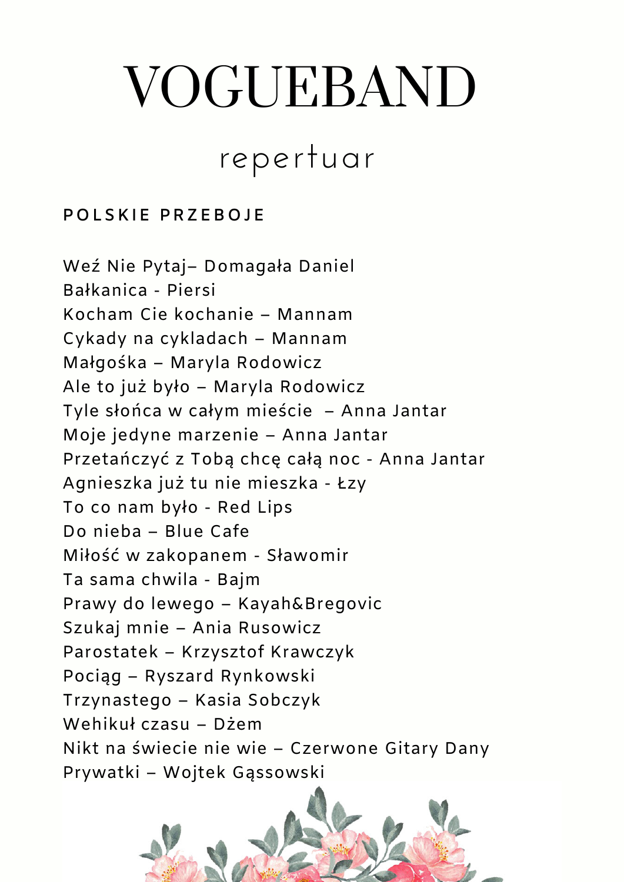# VOGUEBAND

## repertuar

### POLSKIE PRZEBOJE

Weź Nie Pytaj– Domagała Daniel
Bałkanica - Piersi
Kocham Cie kochanie – Mannam
Cykady na cykladach – Mannam
Małgośka – Maryla Rodowicz
Ale to już było – Maryla Rodowicz
Tyle słońca w całym mieście – Anna Jantar
Moje jedyne marzenie – Anna Jantar
Przetańczyć z Tobą chcę całą noc - Anna Jantar
Agnieszka już tu nie mieszka - Łzy
To co nam było - Red Lips
Do nieba – Blue Cafe
Miłość w zakopanem - Sławomir
Ta sama chwila - Bajm
Prawy do lewego – Kayah&Bregovic
Szukaj mnie – Ania Rusowicz
Parostatek – Krzysztof Krawczyk
Pociąg – Ryszard Rynkowski
Trzynastego – Kasia Sobczyk
Wehikuł czasu – Dżem
Nikt na świecie nie wie – Czerwone Gitary Dany
Prywatki – Wojtek Gąssowski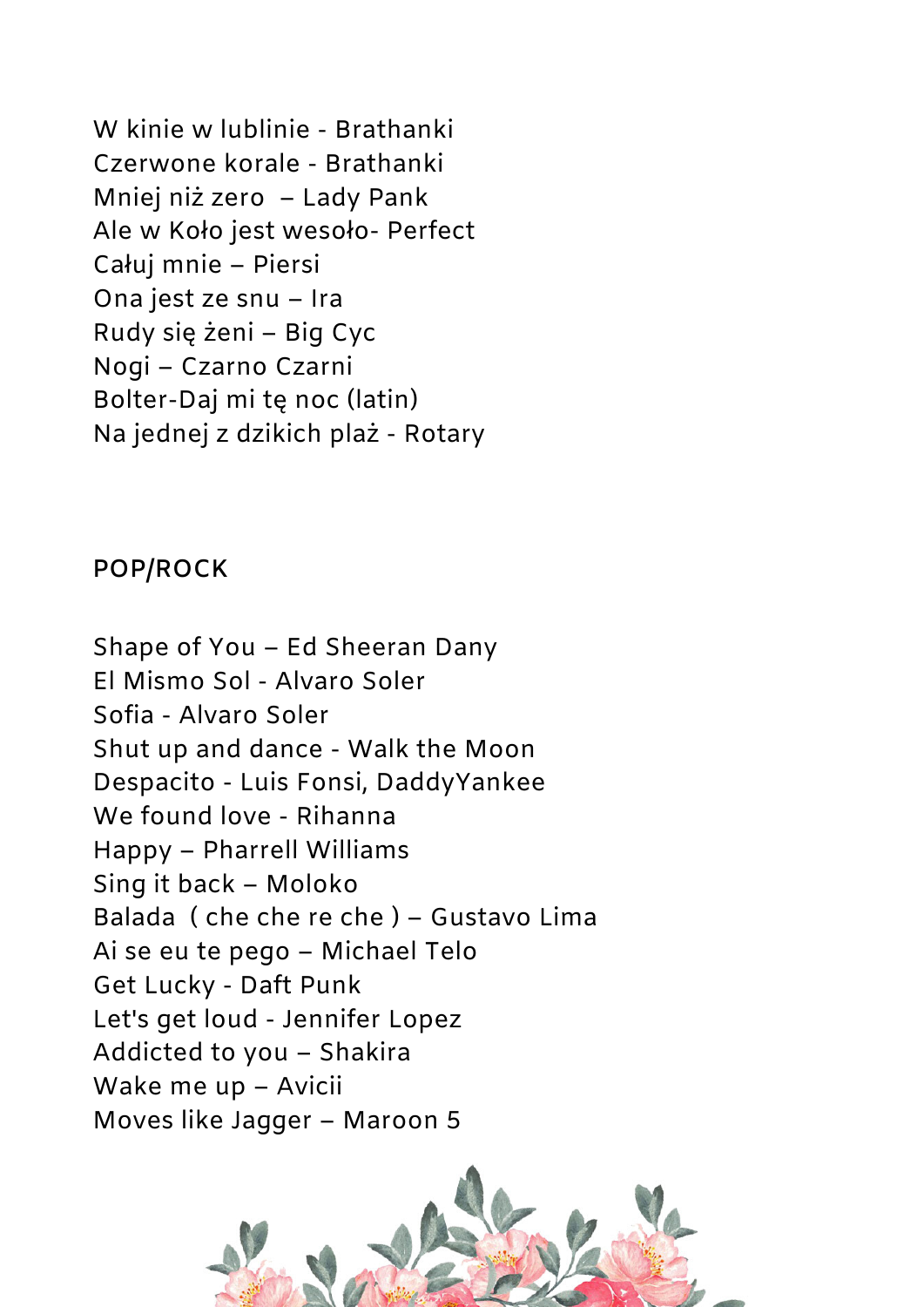W kinie w lublinie - Brathanki
Czerwone korale - Brathanki
Mniej niż zero – Lady Pank
Ale w Koło jest wesoło- Perfect
Całuj mnie – Piersi
Ona jest ze snu – Ira
Rudy się żeni – Big Cyc
Nogi – Czarno Czarni
Bolter-Daj mi tę noc (latin)
Na jednej z dzikich plaż - Rotary

**POP/ROCK**

Shape of You – Ed Sheeran Dany
El Mismo Sol - Alvaro Soler
Sofia - Alvaro Soler
Shut up and dance - Walk the Moon
Despacito - Luis Fonsi, DaddyYankee
We found love - Rihanna
Happy – Pharrell Williams
Sing it back – Moloko
Balada ( che che re che ) – Gustavo Lima
Ai se eu te pego – Michael Telo
Get Lucky - Daft Punk
Let's get loud - Jennifer Lopez
Addicted to you – Shakira
Wake me up – Avicii
Moves like Jagger – Maroon 5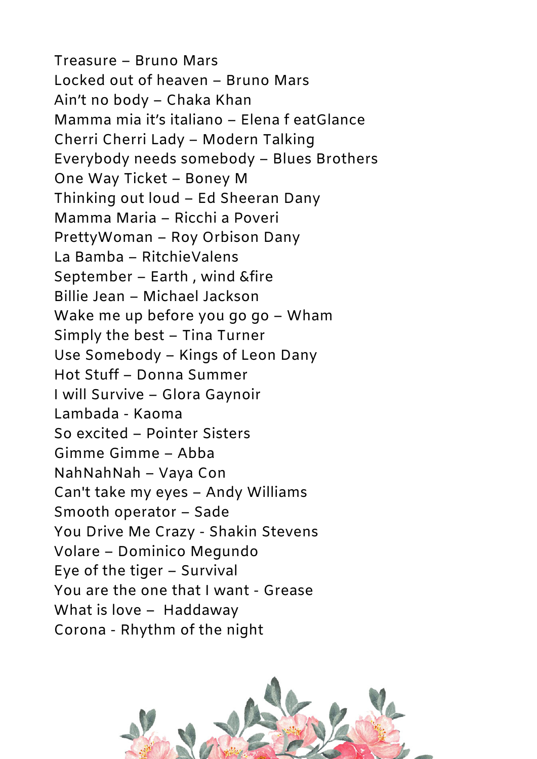Treasure – Bruno Mars
Locked out of heaven – Bruno Mars
Ain't no body – Chaka Khan
Mamma mia it's italiano – Elena f eatGlance
Cherri Cherri Lady – Modern Talking
Everybody needs somebody – Blues Brothers
One Way Ticket – Boney M
Thinking out loud – Ed Sheeran Dany
Mamma Maria – Ricchi a Poveri
PrettyWoman – Roy Orbison Dany
La Bamba – RitchieValens
September – Earth , wind &fire
Billie Jean – Michael Jackson
Wake me up before you go go – Wham
Simply the best – Tina Turner
Use Somebody – Kings of Leon Dany
Hot Stuff – Donna Summer
I will Survive – Glora Gaynoir
Lambada - Kaoma
So excited – Pointer Sisters
Gimme Gimme – Abba
NahNahNah – Vaya Con
Can't take my eyes – Andy Williams
Smooth operator – Sade
You Drive Me Crazy - Shakin Stevens
Volare – Dominico Megundo
Eye of the tiger – Survival
You are the one that I want - Grease
What is love – Haddaway
Corona - Rhythm of the night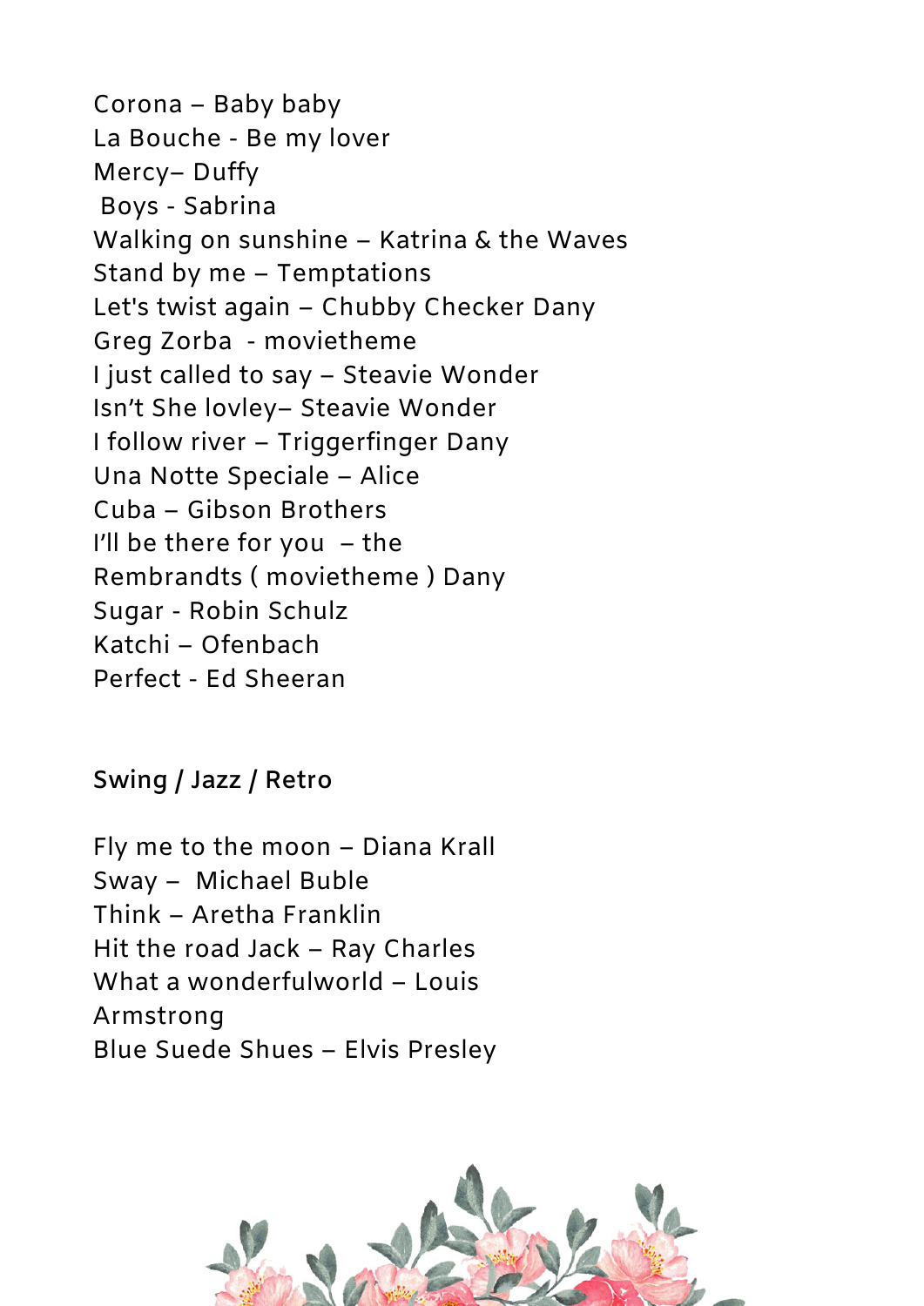Corona – Baby baby
La Bouche - Be my lover
Mercy– Duffy
Boys - Sabrina
Walking on sunshine – Katrina & the Waves
Stand by me – Temptations
Let's twist again – Chubby Checker Dany
Greg Zorba - movietheme
I just called to say – Steavie Wonder
Isn't She lovley– Steavie Wonder
I follow river – Triggerfinger Dany
Una Notte Speciale – Alice
Cuba – Gibson Brothers
I'll be there for you – the Rembrandts ( movietheme ) Dany
Sugar - Robin Schulz
Katchi – Ofenbach
Perfect - Ed Sheeran

**Swing / Jazz / Retro**

Fly me to the moon – Diana Krall
Sway – Michael Buble
Think – Aretha Franklin
Hit the road Jack – Ray Charles
What a wonderfulworld – Louis Armstrong
Blue Suede Shues – Elvis Presley